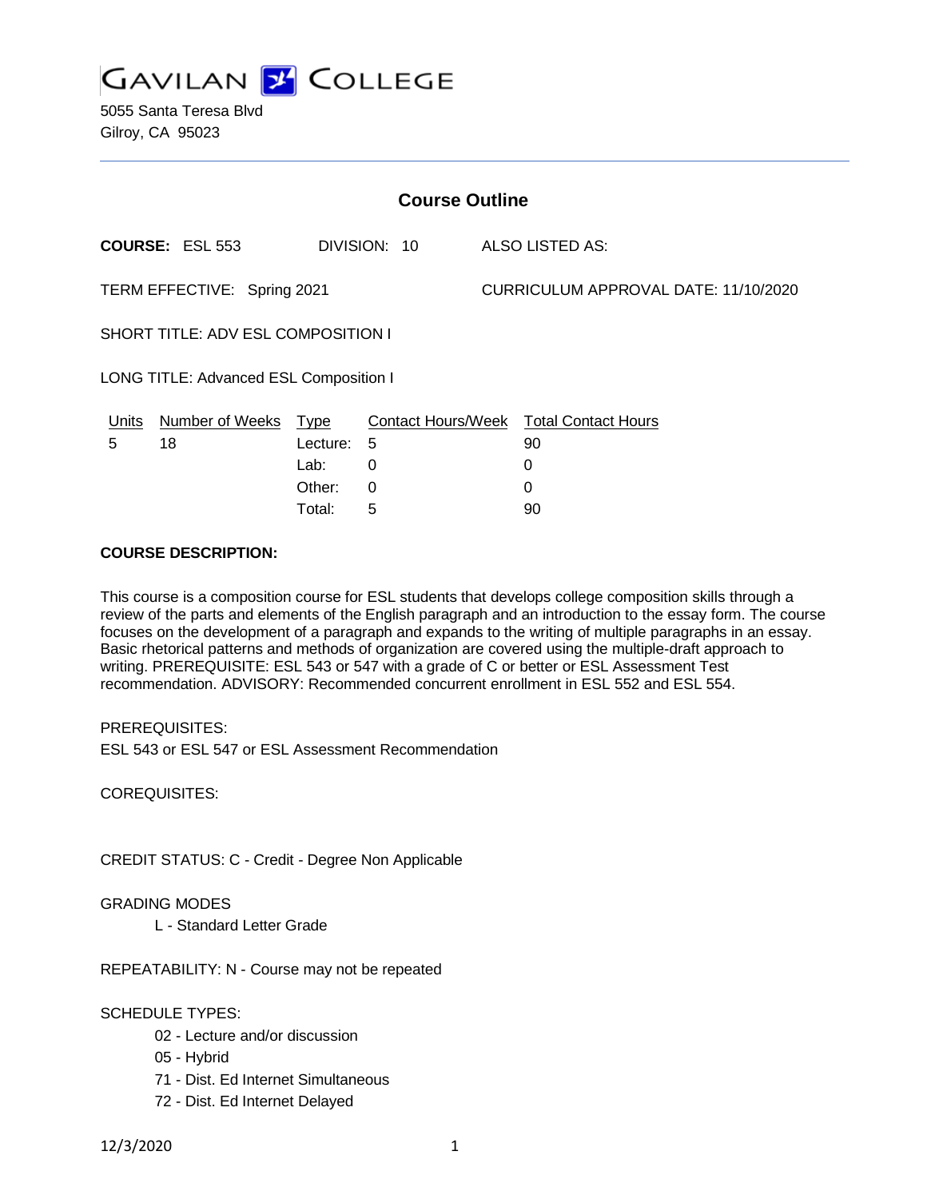# GAVILAN COLLEGE

5055 Santa Teresa Blvd
Gilroy, CA 95023

## Course Outline

**COURSE:** ESL 553 DIVISION: 10 ALSO LISTED AS:

TERM EFFECTIVE: Spring 2021 CURRICULUM APPROVAL DATE: 11/10/2020

SHORT TITLE: ADV ESL COMPOSITION I

LONG TITLE: Advanced ESL Composition I

| Units | Number of Weeks | Type | Contact Hours/Week | Total Contact Hours |
|---|---|---|---|---|
| 5 | 18 | Lecture: | 5 | 90 |
| | | Lab: | 0 | 0 |
| | | Other: | 0 | 0 |
| | | Total: | 5 | 90 |

**COURSE DESCRIPTION:**

This course is a composition course for ESL students that develops college composition skills through a review of the parts and elements of the English paragraph and an introduction to the essay form. The course focuses on the development of a paragraph and expands to the writing of multiple paragraphs in an essay. Basic rhetorical patterns and methods of organization are covered using the multiple-draft approach to writing. PREREQUISITE: ESL 543 or 547 with a grade of C or better or ESL Assessment Test recommendation. ADVISORY: Recommended concurrent enrollment in ESL 552 and ESL 554.

PREREQUISITES:
ESL 543 or ESL 547 or ESL Assessment Recommendation

COREQUISITES:

CREDIT STATUS: C - Credit - Degree Non Applicable

GRADING MODES
- L - Standard Letter Grade

REPEATABILITY: N - Course may not be repeated

SCHEDULE TYPES:
- 02 - Lecture and/or discussion
- 05 - Hybrid
- 71 - Dist. Ed Internet Simultaneous
- 72 - Dist. Ed Internet Delayed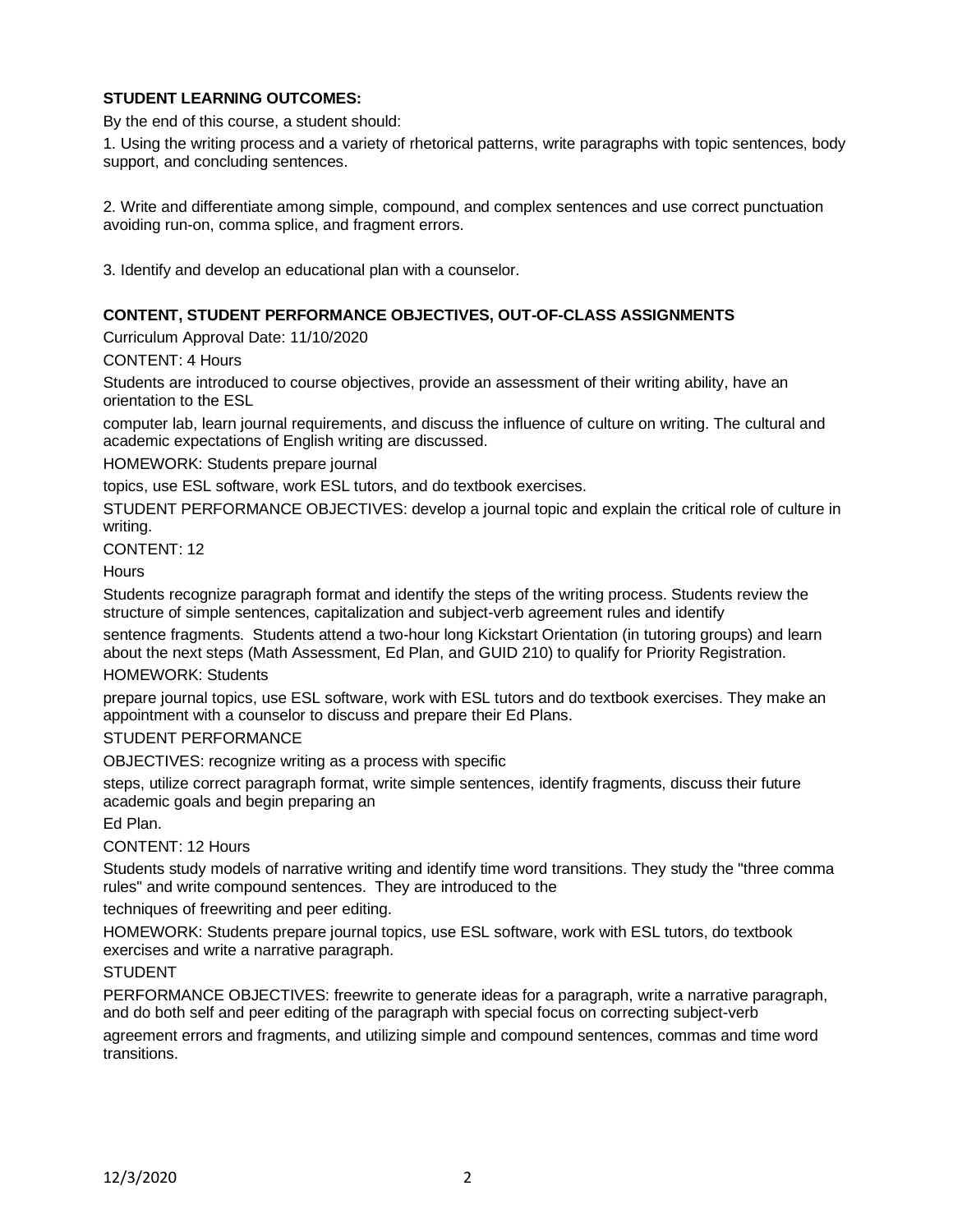**STUDENT LEARNING OUTCOMES:**

By the end of this course, a student should:

1. Using the writing process and a variety of rhetorical patterns, write paragraphs with topic sentences, body support, and concluding sentences.

2. Write and differentiate among simple, compound, and complex sentences and use correct punctuation avoiding run-on, comma splice, and fragment errors.

3. Identify and develop an educational plan with a counselor.

**CONTENT, STUDENT PERFORMANCE OBJECTIVES, OUT-OF-CLASS ASSIGNMENTS**

Curriculum Approval Date: 11/10/2020

CONTENT: 4 Hours

Students are introduced to course objectives, provide an assessment of their writing ability, have an orientation to the ESL computer lab, learn journal requirements, and discuss the influence of culture on writing. The cultural and academic expectations of English writing are discussed.

HOMEWORK: Students prepare journal topics, use ESL software, work ESL tutors, and do textbook exercises.

STUDENT PERFORMANCE OBJECTIVES: develop a journal topic and explain the critical role of culture in writing.

CONTENT: 12 Hours

Students recognize paragraph format and identify the steps of the writing process. Students review the structure of simple sentences, capitalization and subject-verb agreement rules and identify sentence fragments. Students attend a two-hour long Kickstart Orientation (in tutoring groups) and learn about the next steps (Math Assessment, Ed Plan, and GUID 210) to qualify for Priority Registration.

HOMEWORK: Students prepare journal topics, use ESL software, work with ESL tutors and do textbook exercises. They make an appointment with a counselor to discuss and prepare their Ed Plans.

STUDENT PERFORMANCE OBJECTIVES: recognize writing as a process with specific steps, utilize correct paragraph format, write simple sentences, identify fragments, discuss their future academic goals and begin preparing an Ed Plan.

CONTENT: 12 Hours

Students study models of narrative writing and identify time word transitions. They study the "three comma rules" and write compound sentences. They are introduced to the techniques of freewriting and peer editing.

HOMEWORK: Students prepare journal topics, use ESL software, work with ESL tutors, do textbook exercises and write a narrative paragraph.

STUDENT PERFORMANCE OBJECTIVES: freewrite to generate ideas for a paragraph, write a narrative paragraph, and do both self and peer editing of the paragraph with special focus on correcting subject-verb agreement errors and fragments, and utilizing simple and compound sentences, commas and time word transitions.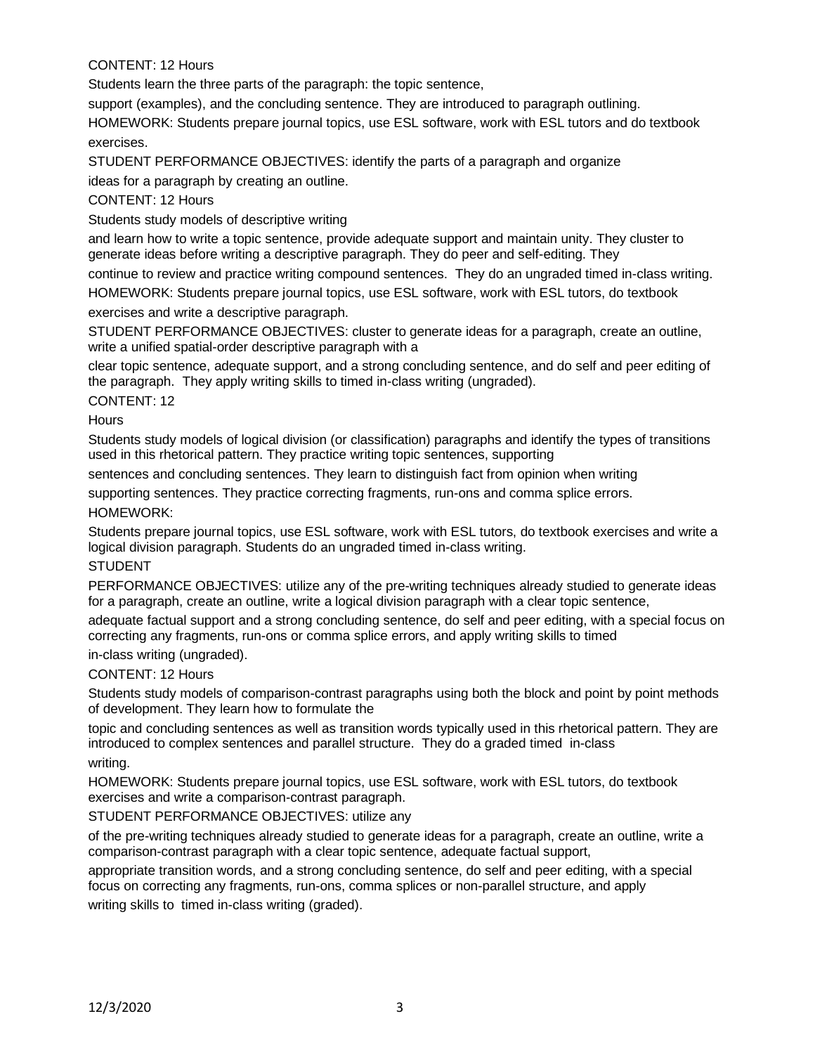CONTENT: 12 Hours

Students learn the three parts of the paragraph: the topic sentence, support (examples), and the concluding sentence. They are introduced to paragraph outlining.

HOMEWORK: Students prepare journal topics, use ESL software, work with ESL tutors and do textbook exercises.

STUDENT PERFORMANCE OBJECTIVES: identify the parts of a paragraph and organize ideas for a paragraph by creating an outline.

CONTENT: 12 Hours

Students study models of descriptive writing and learn how to write a topic sentence, provide adequate support and maintain unity. They cluster to generate ideas before writing a descriptive paragraph. They do peer and self-editing. They continue to review and practice writing compound sentences. They do an ungraded timed in-class writing.

HOMEWORK: Students prepare journal topics, use ESL software, work with ESL tutors, do textbook exercises and write a descriptive paragraph.

STUDENT PERFORMANCE OBJECTIVES: cluster to generate ideas for a paragraph, create an outline, write a unified spatial-order descriptive paragraph with a clear topic sentence, adequate support, and a strong concluding sentence, and do self and peer editing of the paragraph. They apply writing skills to timed in-class writing (ungraded).

CONTENT: 12 Hours

Students study models of logical division (or classification) paragraphs and identify the types of transitions used in this rhetorical pattern. They practice writing topic sentences, supporting sentences and concluding sentences. They learn to distinguish fact from opinion when writing supporting sentences. They practice correcting fragments, run-ons and comma splice errors.

HOMEWORK: Students prepare journal topics, use ESL software, work with ESL tutors, do textbook exercises and write a logical division paragraph. Students do an ungraded timed in-class writing.

STUDENT PERFORMANCE OBJECTIVES: utilize any of the pre-writing techniques already studied to generate ideas for a paragraph, create an outline, write a logical division paragraph with a clear topic sentence, adequate factual support and a strong concluding sentence, do self and peer editing, with a special focus on correcting any fragments, run-ons or comma splice errors, and apply writing skills to timed in-class writing (ungraded).

CONTENT: 12 Hours

Students study models of comparison-contrast paragraphs using both the block and point by point methods of development. They learn how to formulate the topic and concluding sentences as well as transition words typically used in this rhetorical pattern. They are introduced to complex sentences and parallel structure. They do a graded timed in-class writing.

HOMEWORK: Students prepare journal topics, use ESL software, work with ESL tutors, do textbook exercises and write a comparison-contrast paragraph.

STUDENT PERFORMANCE OBJECTIVES: utilize any of the pre-writing techniques already studied to generate ideas for a paragraph, create an outline, write a comparison-contrast paragraph with a clear topic sentence, adequate factual support, appropriate transition words, and a strong concluding sentence, do self and peer editing, with a special focus on correcting any fragments, run-ons, comma splices or non-parallel structure, and apply writing skills to timed in-class writing (graded).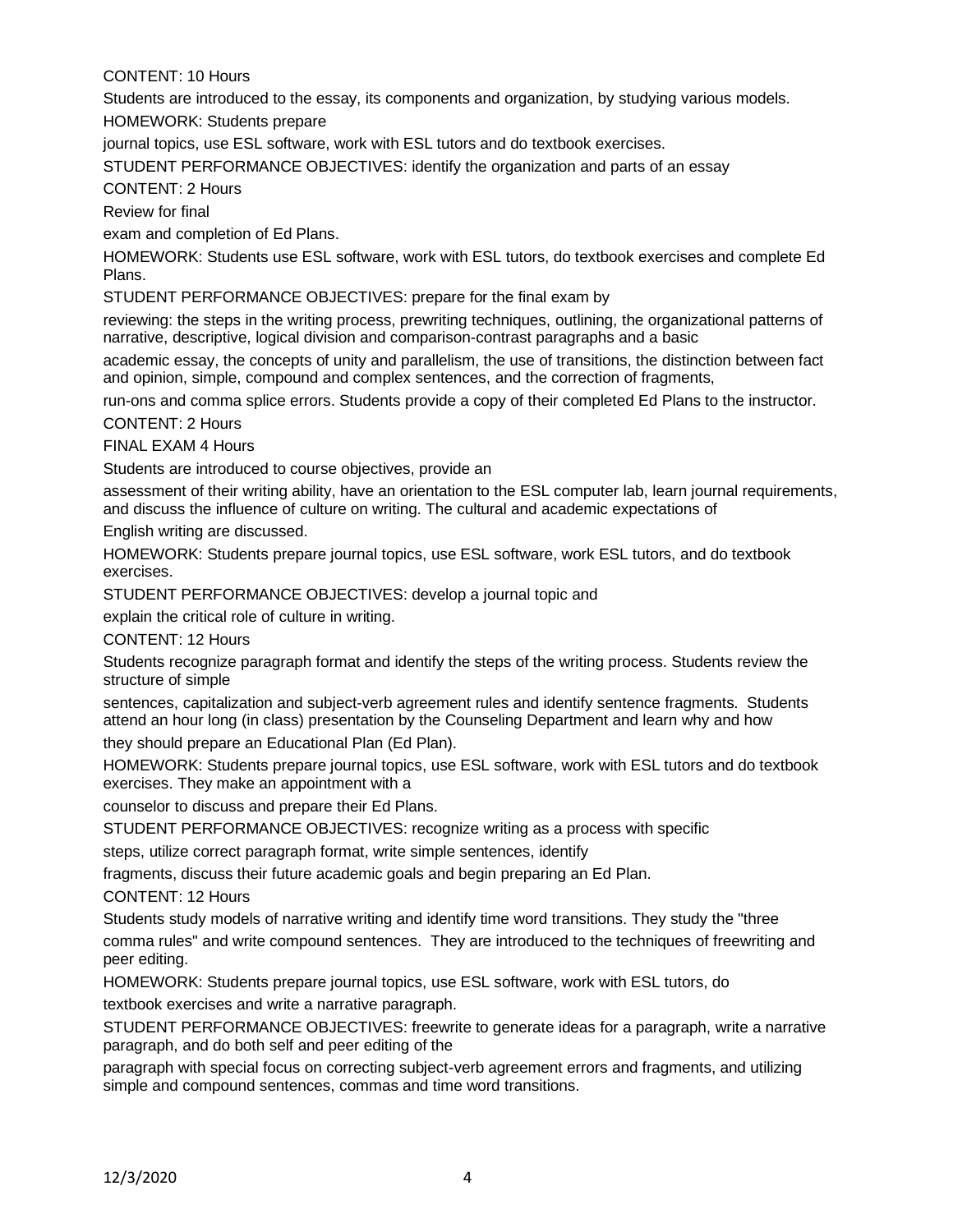CONTENT: 10 Hours

Students are introduced to the essay, its components and organization, by studying various models.

HOMEWORK: Students prepare journal topics, use ESL software, work with ESL tutors and do textbook exercises.

STUDENT PERFORMANCE OBJECTIVES: identify the organization and parts of an essay

CONTENT: 2 Hours

Review for final exam and completion of Ed Plans.

HOMEWORK: Students use ESL software, work with ESL tutors, do textbook exercises and complete Ed Plans.

STUDENT PERFORMANCE OBJECTIVES: prepare for the final exam by reviewing: the steps in the writing process, prewriting techniques, outlining, the organizational patterns of narrative, descriptive, logical division and comparison-contrast paragraphs and a basic academic essay, the concepts of unity and parallelism, the use of transitions, the distinction between fact and opinion, simple, compound and complex sentences, and the correction of fragments, run-ons and comma splice errors. Students provide a copy of their completed Ed Plans to the instructor.

CONTENT: 2 Hours

FINAL EXAM 4 Hours

Students are introduced to course objectives, provide an assessment of their writing ability, have an orientation to the ESL computer lab, learn journal requirements, and discuss the influence of culture on writing. The cultural and academic expectations of English writing are discussed.

HOMEWORK: Students prepare journal topics, use ESL software, work ESL tutors, and do textbook exercises.

STUDENT PERFORMANCE OBJECTIVES: develop a journal topic and explain the critical role of culture in writing.

CONTENT: 12 Hours

Students recognize paragraph format and identify the steps of the writing process. Students review the structure of simple sentences, capitalization and subject-verb agreement rules and identify sentence fragments. Students attend an hour long (in class) presentation by the Counseling Department and learn why and how they should prepare an Educational Plan (Ed Plan).

HOMEWORK: Students prepare journal topics, use ESL software, work with ESL tutors and do textbook exercises. They make an appointment with a counselor to discuss and prepare their Ed Plans.

STUDENT PERFORMANCE OBJECTIVES: recognize writing as a process with specific steps, utilize correct paragraph format, write simple sentences, identify fragments, discuss their future academic goals and begin preparing an Ed Plan.

CONTENT: 12 Hours

Students study models of narrative writing and identify time word transitions. They study the "three comma rules" and write compound sentences. They are introduced to the techniques of freewriting and peer editing.

HOMEWORK: Students prepare journal topics, use ESL software, work with ESL tutors, do textbook exercises and write a narrative paragraph.

STUDENT PERFORMANCE OBJECTIVES: freewrite to generate ideas for a paragraph, write a narrative paragraph, and do both self and peer editing of the paragraph with special focus on correcting subject-verb agreement errors and fragments, and utilizing simple and compound sentences, commas and time word transitions.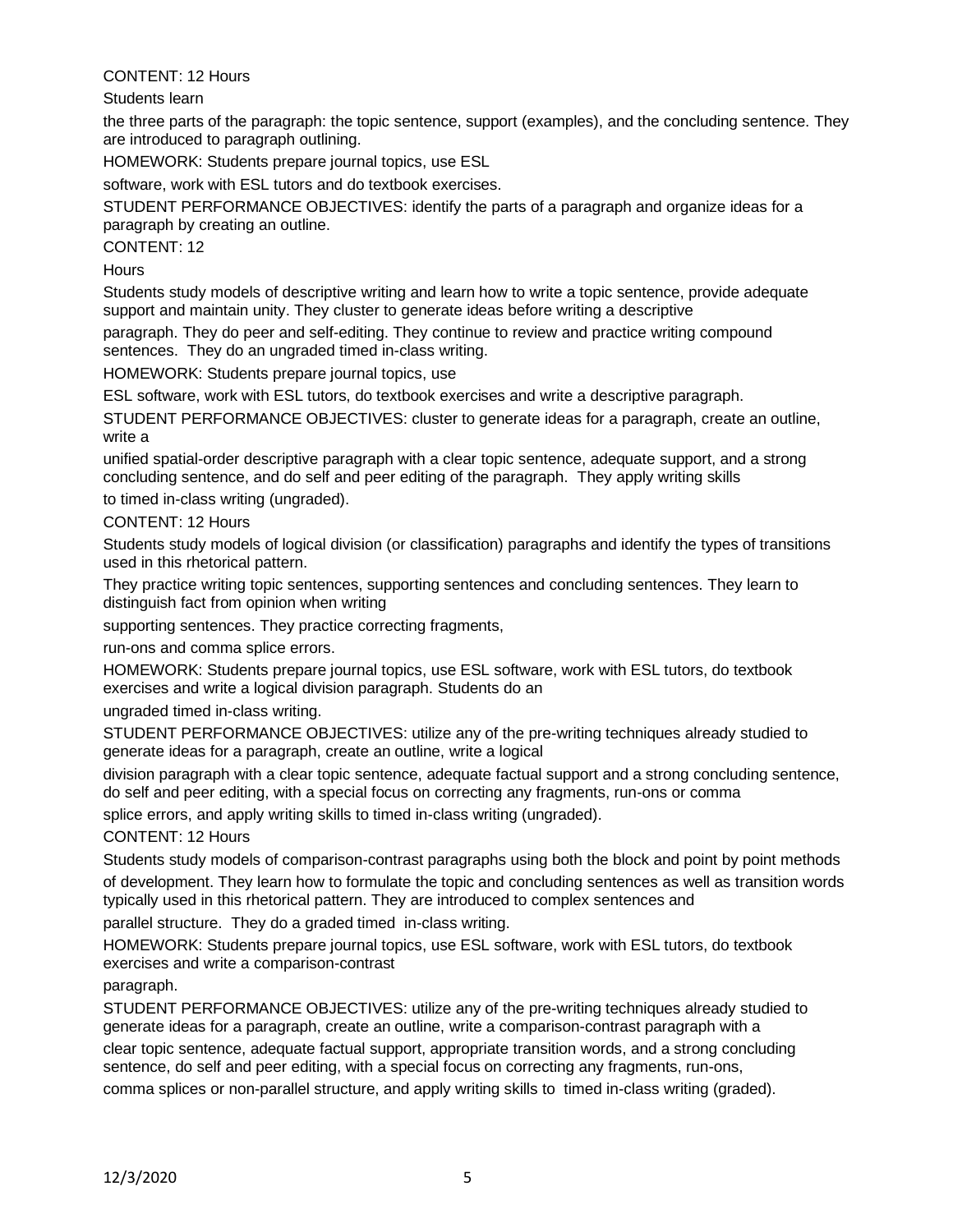CONTENT: 12 Hours

Students learn the three parts of the paragraph: the topic sentence, support (examples), and the concluding sentence. They are introduced to paragraph outlining.

HOMEWORK: Students prepare journal topics, use ESL software, work with ESL tutors and do textbook exercises.

STUDENT PERFORMANCE OBJECTIVES: identify the parts of a paragraph and organize ideas for a paragraph by creating an outline.

CONTENT: 12 Hours

Students study models of descriptive writing and learn how to write a topic sentence, provide adequate support and maintain unity. They cluster to generate ideas before writing a descriptive paragraph. They do peer and self-editing. They continue to review and practice writing compound sentences. They do an ungraded timed in-class writing.

HOMEWORK: Students prepare journal topics, use ESL software, work with ESL tutors, do textbook exercises and write a descriptive paragraph.

STUDENT PERFORMANCE OBJECTIVES: cluster to generate ideas for a paragraph, create an outline, write a unified spatial-order descriptive paragraph with a clear topic sentence, adequate support, and a strong concluding sentence, and do self and peer editing of the paragraph. They apply writing skills to timed in-class writing (ungraded).

CONTENT: 12 Hours

Students study models of logical division (or classification) paragraphs and identify the types of transitions used in this rhetorical pattern.

They practice writing topic sentences, supporting sentences and concluding sentences. They learn to distinguish fact from opinion when writing supporting sentences. They practice correcting fragments, run-ons and comma splice errors.

HOMEWORK: Students prepare journal topics, use ESL software, work with ESL tutors, do textbook exercises and write a logical division paragraph. Students do an ungraded timed in-class writing.

STUDENT PERFORMANCE OBJECTIVES: utilize any of the pre-writing techniques already studied to generate ideas for a paragraph, create an outline, write a logical division paragraph with a clear topic sentence, adequate factual support and a strong concluding sentence, do self and peer editing, with a special focus on correcting any fragments, run-ons or comma splice errors, and apply writing skills to timed in-class writing (ungraded).

CONTENT: 12 Hours

Students study models of comparison-contrast paragraphs using both the block and point by point methods of development. They learn how to formulate the topic and concluding sentences as well as transition words typically used in this rhetorical pattern. They are introduced to complex sentences and parallel structure. They do a graded timed in-class writing.

HOMEWORK: Students prepare journal topics, use ESL software, work with ESL tutors, do textbook exercises and write a comparison-contrast paragraph.

STUDENT PERFORMANCE OBJECTIVES: utilize any of the pre-writing techniques already studied to generate ideas for a paragraph, create an outline, write a comparison-contrast paragraph with a clear topic sentence, adequate factual support, appropriate transition words, and a strong concluding sentence, do self and peer editing, with a special focus on correcting any fragments, run-ons, comma splices or non-parallel structure, and apply writing skills to timed in-class writing (graded).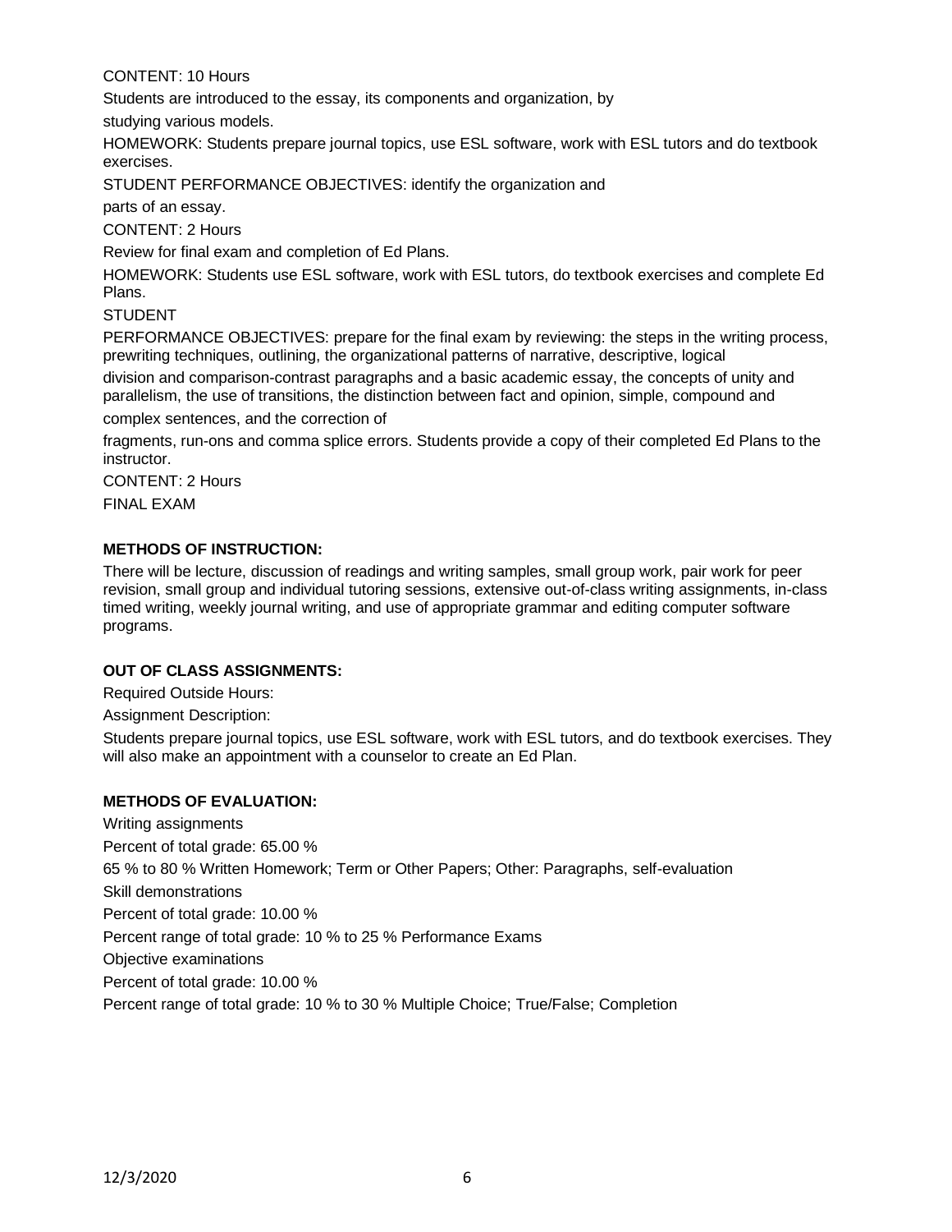CONTENT: 10 Hours

Students are introduced to the essay, its components and organization, by studying various models.

HOMEWORK: Students prepare journal topics, use ESL software, work with ESL tutors and do textbook exercises.

STUDENT PERFORMANCE OBJECTIVES: identify the organization and parts of an essay.

CONTENT: 2 Hours

Review for final exam and completion of Ed Plans.

HOMEWORK: Students use ESL software, work with ESL tutors, do textbook exercises and complete Ed Plans.

STUDENT PERFORMANCE OBJECTIVES: prepare for the final exam by reviewing: the steps in the writing process, prewriting techniques, outlining, the organizational patterns of narrative, descriptive, logical division and comparison-contrast paragraphs and a basic academic essay, the concepts of unity and parallelism, the use of transitions, the distinction between fact and opinion, simple, compound and complex sentences, and the correction of fragments, run-ons and comma splice errors. Students provide a copy of their completed Ed Plans to the instructor.

CONTENT: 2 Hours

FINAL EXAM

**METHODS OF INSTRUCTION:**

There will be lecture, discussion of readings and writing samples, small group work, pair work for peer revision, small group and individual tutoring sessions, extensive out-of-class writing assignments, in-class timed writing, weekly journal writing, and use of appropriate grammar and editing computer software programs.

**OUT OF CLASS ASSIGNMENTS:**

Required Outside Hours:

Assignment Description:

Students prepare journal topics, use ESL software, work with ESL tutors, and do textbook exercises. They will also make an appointment with a counselor to create an Ed Plan.

**METHODS OF EVALUATION:**

Writing assignments

Percent of total grade: 65.00 %

65 % to 80 % Written Homework; Term or Other Papers; Other: Paragraphs, self-evaluation

Skill demonstrations

Percent of total grade: 10.00 %

Percent range of total grade: 10 % to 25 % Performance Exams

Objective examinations

Percent of total grade: 10.00 %

Percent range of total grade: 10 % to 30 % Multiple Choice; True/False; Completion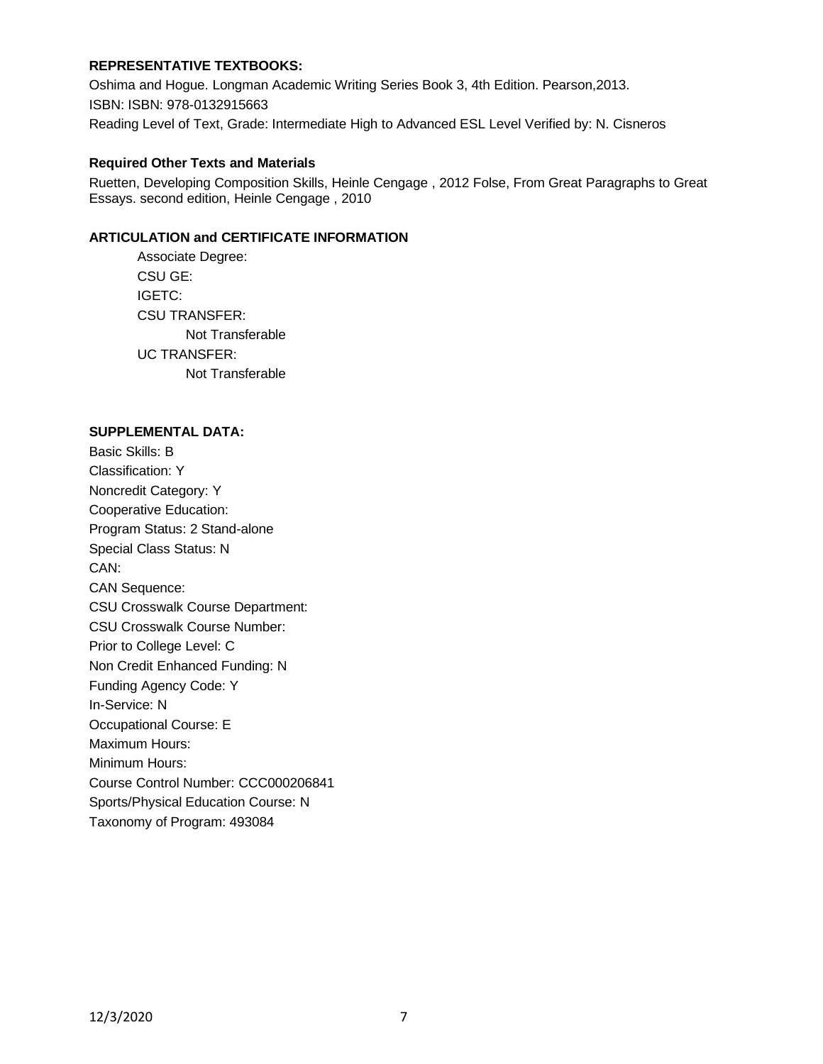**REPRESENTATIVE TEXTBOOKS:**

Oshima and Hogue. Longman Academic Writing Series Book 3, 4th Edition. Pearson,2013.
ISBN: ISBN: 978-0132915663
Reading Level of Text, Grade: Intermediate High to Advanced ESL Level Verified by: N. Cisneros

**Required Other Texts and Materials**

Ruetten, Developing Composition Skills, Heinle Cengage , 2012 Folse, From Great Paragraphs to Great Essays. second edition, Heinle Cengage , 2010

**ARTICULATION and CERTIFICATE INFORMATION**

Associate Degree:
CSU GE:
IGETC:
CSU TRANSFER:
Not Transferable
UC TRANSFER:
Not Transferable

**SUPPLEMENTAL DATA:**

Basic Skills: B
Classification: Y
Noncredit Category: Y
Cooperative Education:
Program Status: 2 Stand-alone
Special Class Status: N
CAN:
CAN Sequence:
CSU Crosswalk Course Department:
CSU Crosswalk Course Number:
Prior to College Level: C
Non Credit Enhanced Funding: N
Funding Agency Code: Y
In-Service: N
Occupational Course: E
Maximum Hours:
Minimum Hours:
Course Control Number: CCC000206841
Sports/Physical Education Course: N
Taxonomy of Program: 493084